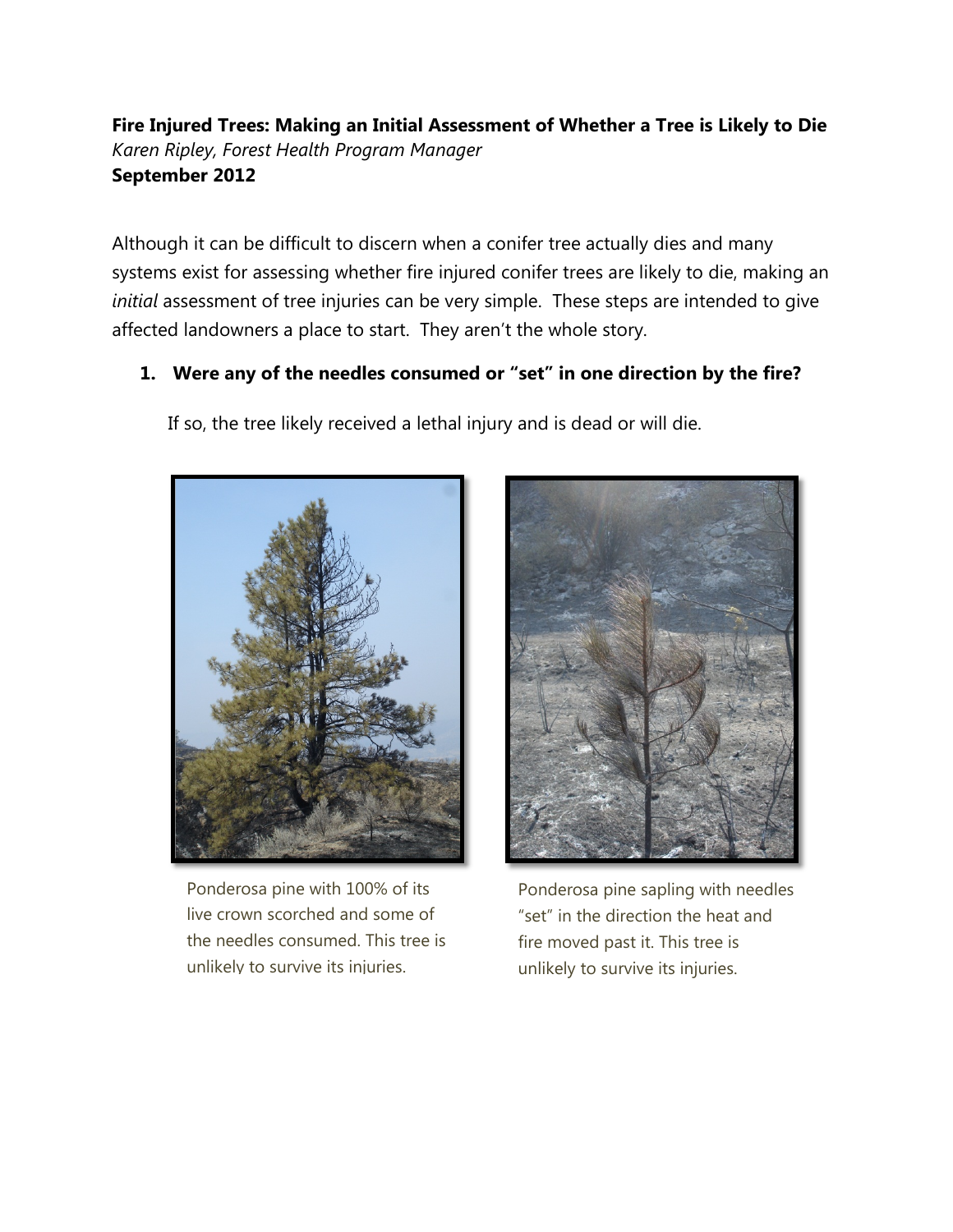**Fire Injured Trees: Making an Initial Assessment of Whether a Tree is Likely to Die**
*Karen Ripley, Forest Health Program Manager*
**September 2012**

Although it can be difficult to discern when a conifer tree actually dies and many systems exist for assessing whether fire injured conifer trees are likely to die, making an *initial* assessment of tree injuries can be very simple. These steps are intended to give affected landowners a place to start. They aren't the whole story.

1. **Were any of the needles consumed or "set" in one direction by the fire?**

   If so, the tree likely received a lethal injury and is dead or will die.

Ponderosa pine with 100% of its live crown scorched and some of the needles consumed. This tree is unlikely to survive its injuries.

Ponderosa pine sapling with needles "set" in the direction the heat and fire moved past it. This tree is unlikely to survive its injuries.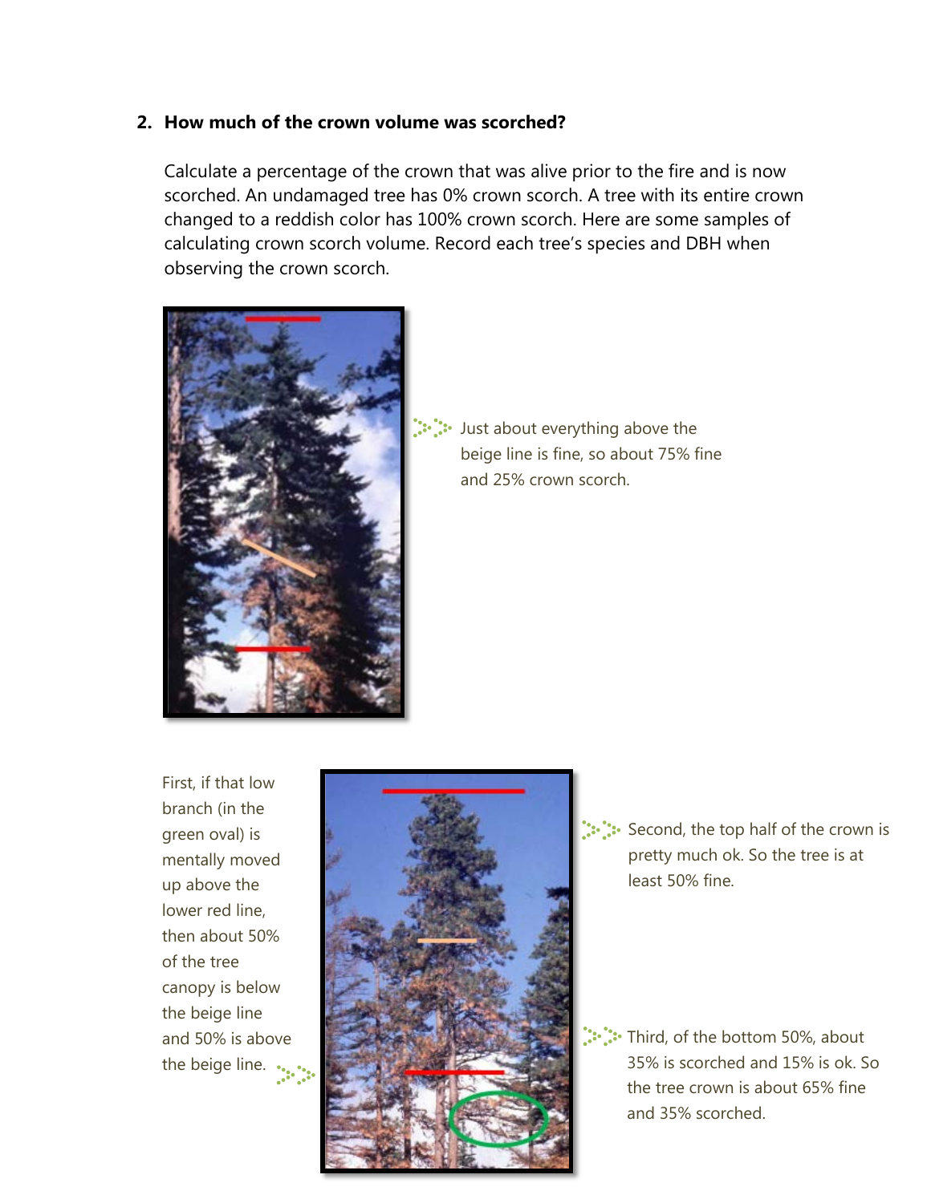## 2. How much of the crown volume was scorched?

Calculate a percentage of the crown that was alive prior to the fire and is now scorched. An undamaged tree has 0% crown scorch. A tree with its entire crown changed to a reddish color has 100% crown scorch. Here are some samples of calculating crown scorch volume. Record each tree's species and DBH when observing the crown scorch.

Just about everything above the beige line is fine, so about 75% fine and 25% crown scorch.

First, if that low branch (in the green oval) is mentally moved up above the lower red line, then about 50% of the tree canopy is below the beige line and 50% is above the beige line.

Second, the top half of the crown is pretty much ok. So the tree is at least 50% fine.

Third, of the bottom 50%, about 35% is scorched and 15% is ok. So the tree crown is about 65% fine and 35% scorched.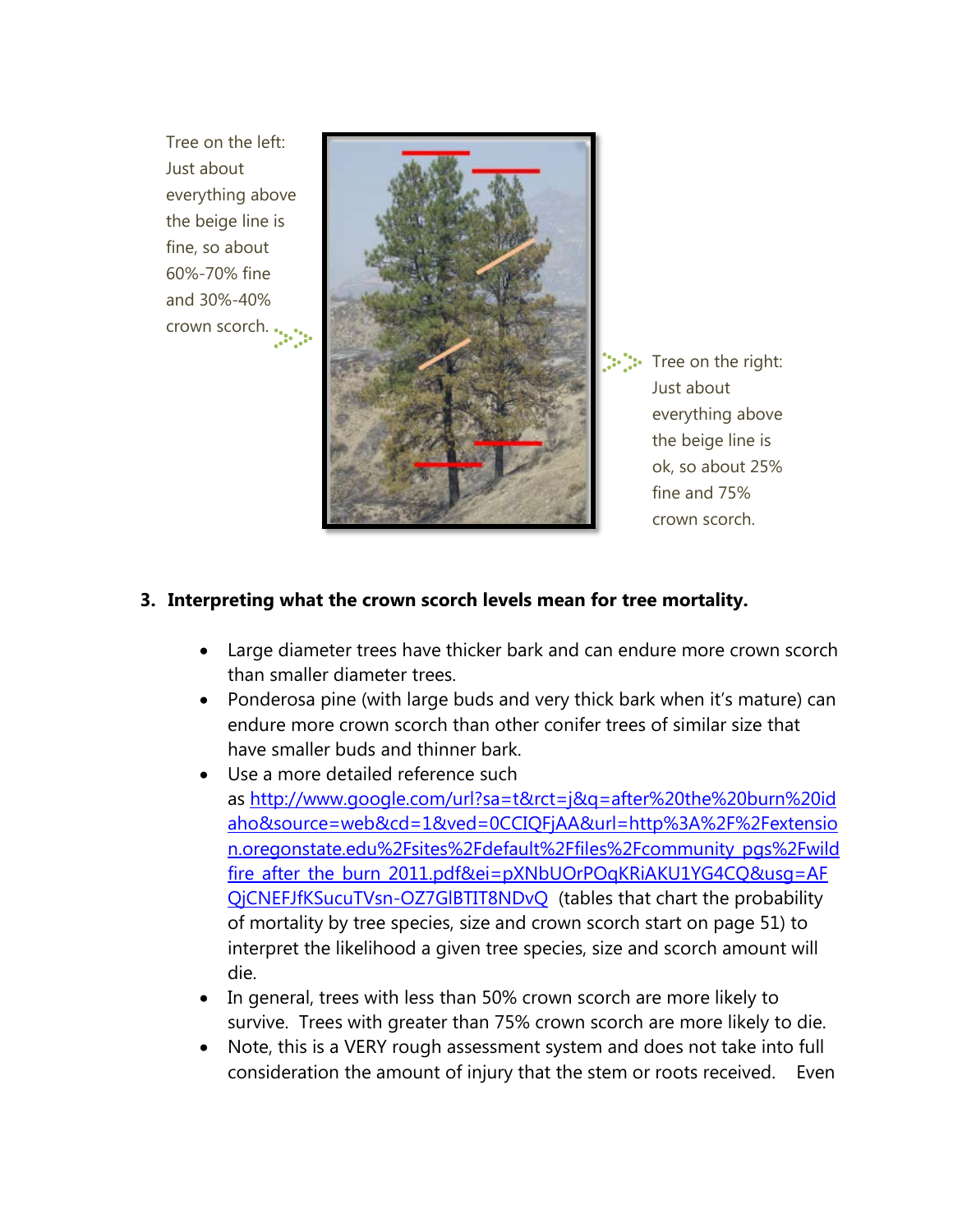Tree on the left: Just about everything above the beige line is fine, so about 60%-70% fine and 30%-40% crown scorch.

Tree on the right: Just about everything above the beige line is ok, so about 25% fine and 75% crown scorch.

**3. Interpreting what the crown scorch levels mean for tree mortality.**

- Large diameter trees have thicker bark and can endure more crown scorch than smaller diameter trees.
- Ponderosa pine (with large buds and very thick bark when it's mature) can endure more crown scorch than other conifer trees of similar size that have smaller buds and thinner bark.
- Use a more detailed reference such as [http://www.google.com/url?sa=t&rct=j&q=after%20the%20burn%20idaho&source=web&cd=1&ved=0CCIQFjAA&url=http%3A%2F%2Fextension.oregonstate.edu%2Fsites%2Fdefault%2Ffiles%2Fcommunity_pgs%2Fwildfire_after_the_burn_2011.pdf&ei=pXNbUOrPOqKRiAKU1YG4CQ&usg=AFQjCNEFJfKSucuTVsn-OZ7GlBTIT8NDvQ](http://www.google.com/url?sa=t&rct=j&q=after%20the%20burn%20idaho&source=web&cd=1&ved=0CCIQFjAA&url=http%3A%2F%2Fextension.oregonstate.edu%2Fsites%2Fdefault%2Ffiles%2Fcommunity_pgs%2Fwildfire_after_the_burn_2011.pdf&ei=pXNbUOrPOqKRiAKU1YG4CQ&usg=AFQjCNEFJfKSucuTVsn-OZ7GlBTIT8NDvQ) (tables that chart the probability of mortality by tree species, size and crown scorch start on page 51) to interpret the likelihood a given tree species, size and scorch amount will die.
- In general, trees with less than 50% crown scorch are more likely to survive. Trees with greater than 75% crown scorch are more likely to die.
- Note, this is a VERY rough assessment system and does not take into full consideration the amount of injury that the stem or roots received. Even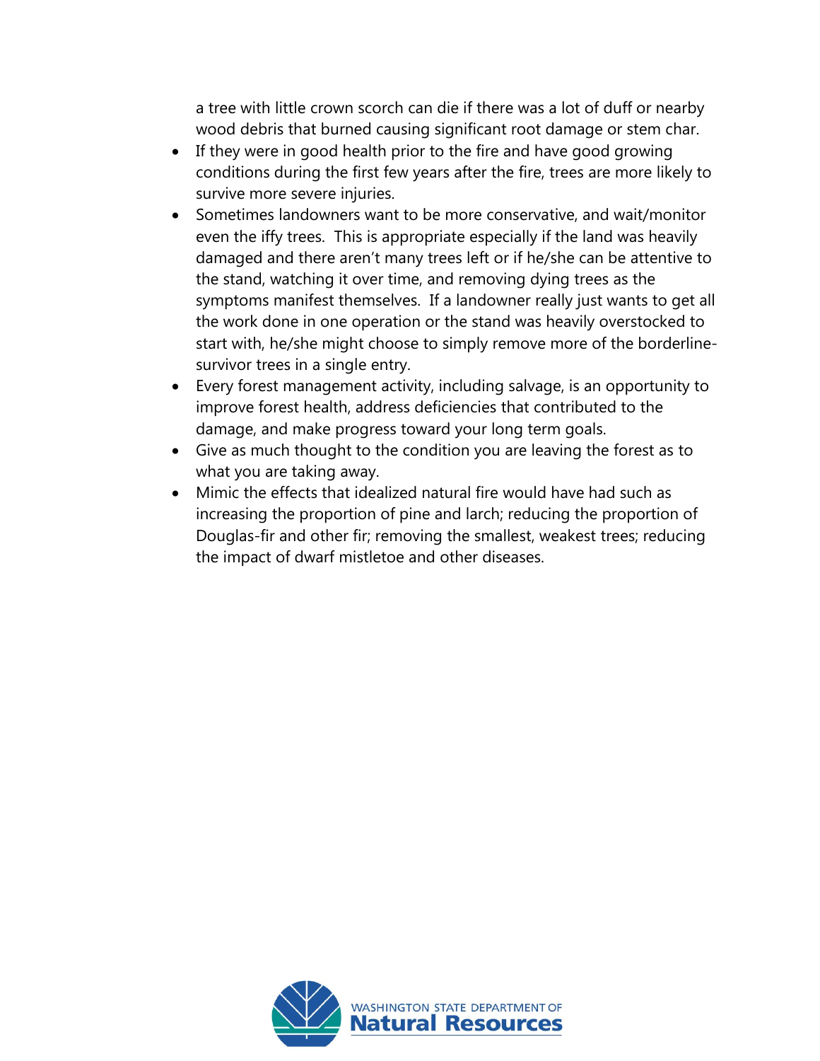a tree with little crown scorch can die if there was a lot of duff or nearby wood debris that burned causing significant root damage or stem char.

- If they were in good health prior to the fire and have good growing conditions during the first few years after the fire, trees are more likely to survive more severe injuries.
- Sometimes landowners want to be more conservative, and wait/monitor even the iffy trees. This is appropriate especially if the land was heavily damaged and there aren't many trees left or if he/she can be attentive to the stand, watching it over time, and removing dying trees as the symptoms manifest themselves. If a landowner really just wants to get all the work done in one operation or the stand was heavily overstocked to start with, he/she might choose to simply remove more of the borderline-survivor trees in a single entry.
- Every forest management activity, including salvage, is an opportunity to improve forest health, address deficiencies that contributed to the damage, and make progress toward your long term goals.
- Give as much thought to the condition you are leaving the forest as to what you are taking away.
- Mimic the effects that idealized natural fire would have had such as increasing the proportion of pine and larch; reducing the proportion of Douglas-fir and other fir; removing the smallest, weakest trees; reducing the impact of dwarf mistletoe and other diseases.

WASHINGTON STATE DEPARTMENT OF
Natural Resources